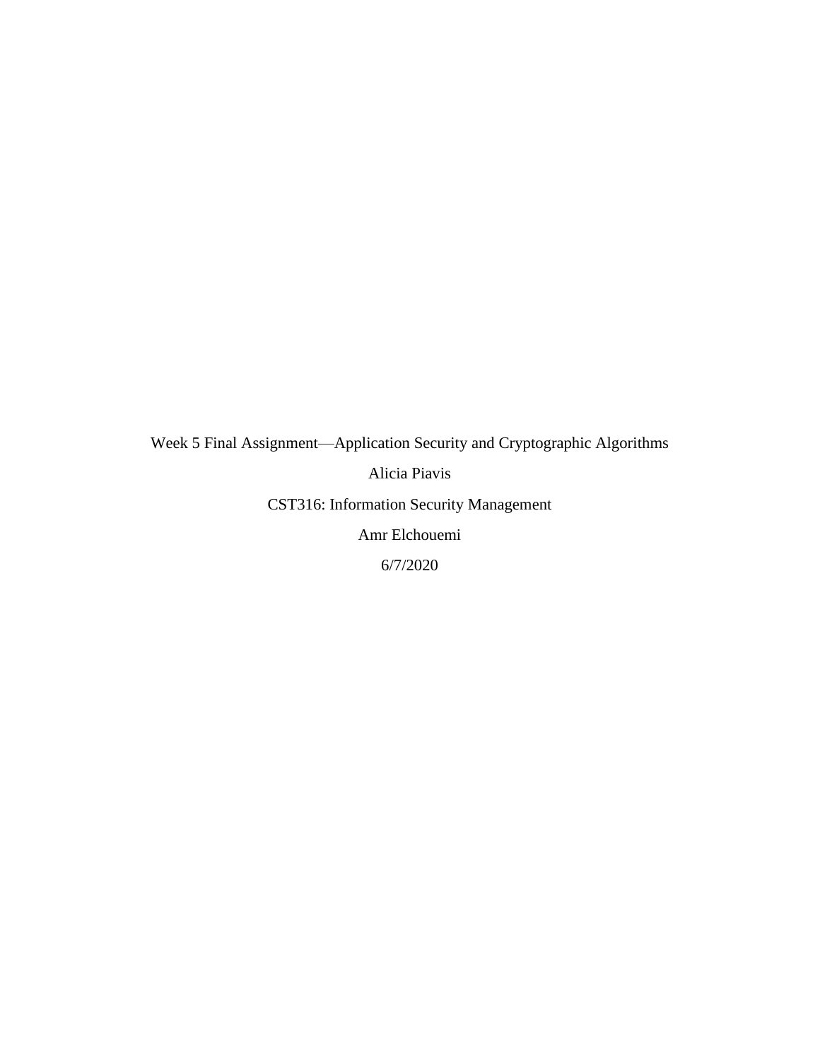Week 5 Final Assignment—Application Security and Cryptographic Algorithms

Alicia Piavis

CST316: Information Security Management

Amr Elchouemi

6/7/2020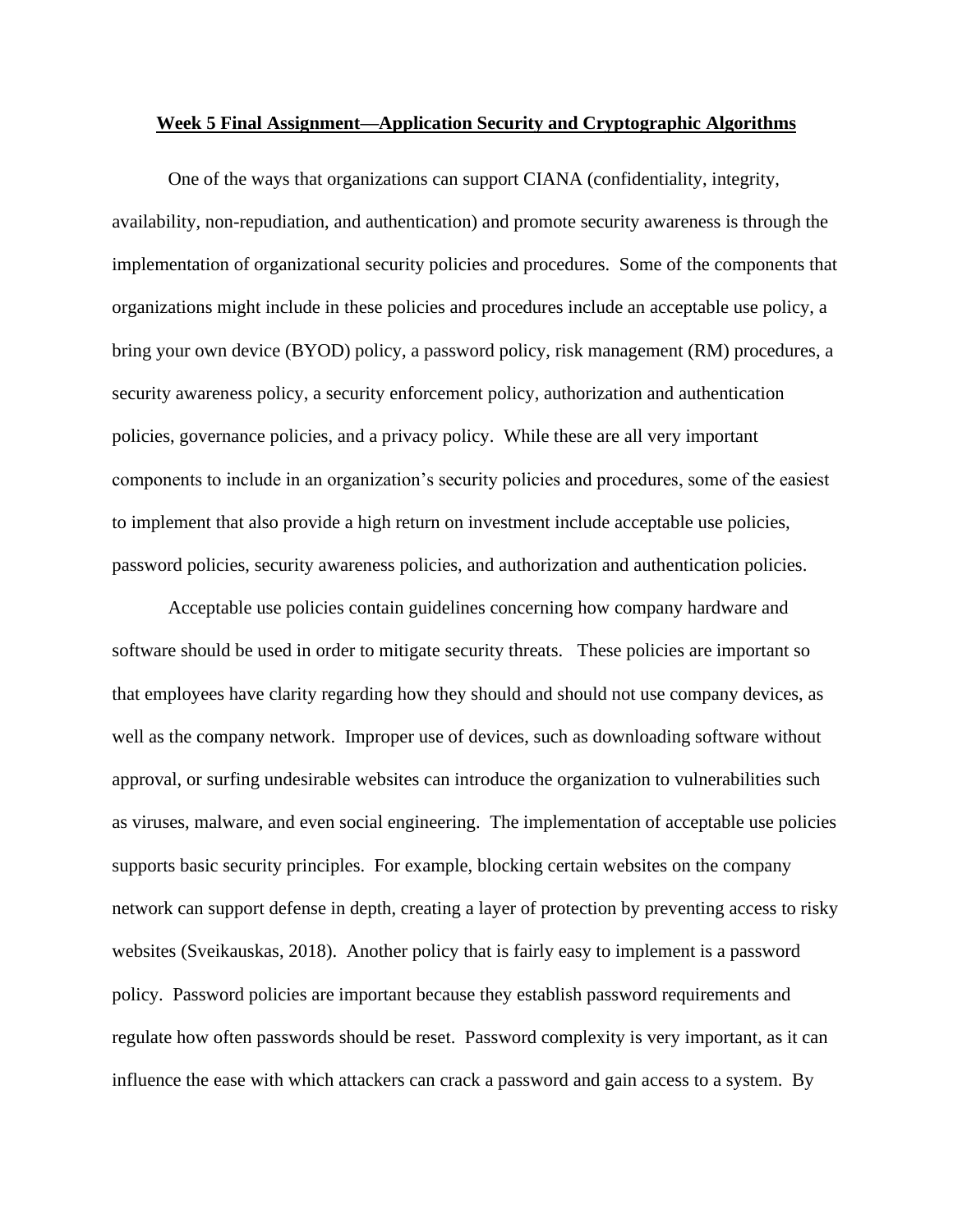**Week 5 Final Assignment—Application Security and Cryptographic Algorithms**

One of the ways that organizations can support CIANA (confidentiality, integrity, availability, non-repudiation, and authentication) and promote security awareness is through the implementation of organizational security policies and procedures. Some of the components that organizations might include in these policies and procedures include an acceptable use policy, a bring your own device (BYOD) policy, a password policy, risk management (RM) procedures, a security awareness policy, a security enforcement policy, authorization and authentication policies, governance policies, and a privacy policy. While these are all very important components to include in an organization's security policies and procedures, some of the easiest to implement that also provide a high return on investment include acceptable use policies, password policies, security awareness policies, and authorization and authentication policies.

Acceptable use policies contain guidelines concerning how company hardware and software should be used in order to mitigate security threats. These policies are important so that employees have clarity regarding how they should and should not use company devices, as well as the company network. Improper use of devices, such as downloading software without approval, or surfing undesirable websites can introduce the organization to vulnerabilities such as viruses, malware, and even social engineering. The implementation of acceptable use policies supports basic security principles. For example, blocking certain websites on the company network can support defense in depth, creating a layer of protection by preventing access to risky websites (Sveikauskas, 2018). Another policy that is fairly easy to implement is a password policy. Password policies are important because they establish password requirements and regulate how often passwords should be reset. Password complexity is very important, as it can influence the ease with which attackers can crack a password and gain access to a system. By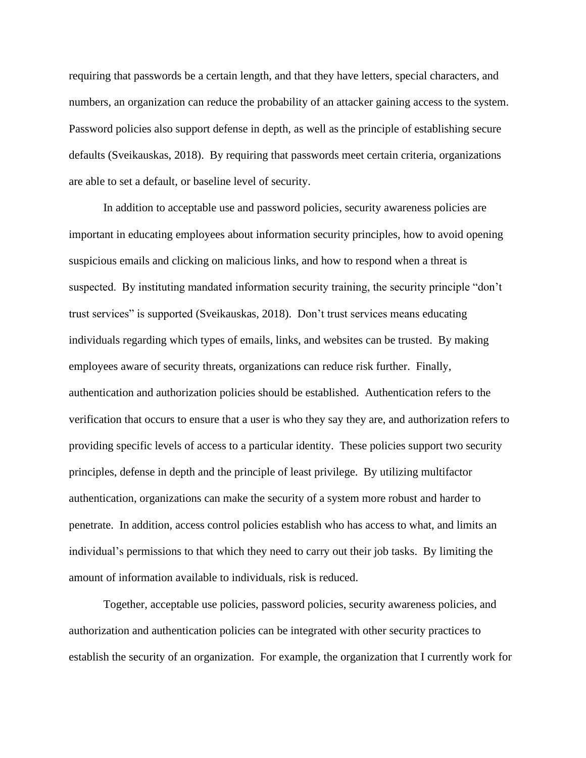requiring that passwords be a certain length, and that they have letters, special characters, and numbers, an organization can reduce the probability of an attacker gaining access to the system. Password policies also support defense in depth, as well as the principle of establishing secure defaults (Sveikauskas, 2018). By requiring that passwords meet certain criteria, organizations are able to set a default, or baseline level of security.

In addition to acceptable use and password policies, security awareness policies are important in educating employees about information security principles, how to avoid opening suspicious emails and clicking on malicious links, and how to respond when a threat is suspected. By instituting mandated information security training, the security principle "don't trust services" is supported (Sveikauskas, 2018). Don't trust services means educating individuals regarding which types of emails, links, and websites can be trusted. By making employees aware of security threats, organizations can reduce risk further. Finally, authentication and authorization policies should be established. Authentication refers to the verification that occurs to ensure that a user is who they say they are, and authorization refers to providing specific levels of access to a particular identity. These policies support two security principles, defense in depth and the principle of least privilege. By utilizing multifactor authentication, organizations can make the security of a system more robust and harder to penetrate. In addition, access control policies establish who has access to what, and limits an individual's permissions to that which they need to carry out their job tasks. By limiting the amount of information available to individuals, risk is reduced.

Together, acceptable use policies, password policies, security awareness policies, and authorization and authentication policies can be integrated with other security practices to establish the security of an organization. For example, the organization that I currently work for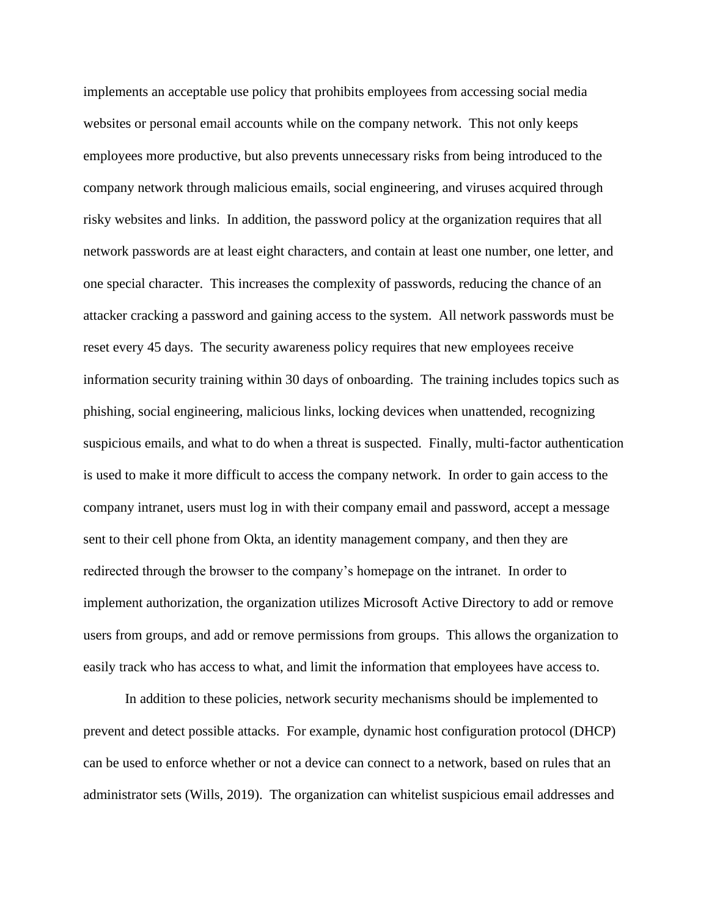implements an acceptable use policy that prohibits employees from accessing social media websites or personal email accounts while on the company network. This not only keeps employees more productive, but also prevents unnecessary risks from being introduced to the company network through malicious emails, social engineering, and viruses acquired through risky websites and links. In addition, the password policy at the organization requires that all network passwords are at least eight characters, and contain at least one number, one letter, and one special character. This increases the complexity of passwords, reducing the chance of an attacker cracking a password and gaining access to the system. All network passwords must be reset every 45 days. The security awareness policy requires that new employees receive information security training within 30 days of onboarding. The training includes topics such as phishing, social engineering, malicious links, locking devices when unattended, recognizing suspicious emails, and what to do when a threat is suspected. Finally, multi-factor authentication is used to make it more difficult to access the company network. In order to gain access to the company intranet, users must log in with their company email and password, accept a message sent to their cell phone from Okta, an identity management company, and then they are redirected through the browser to the company's homepage on the intranet. In order to implement authorization, the organization utilizes Microsoft Active Directory to add or remove users from groups, and add or remove permissions from groups. This allows the organization to easily track who has access to what, and limit the information that employees have access to.

In addition to these policies, network security mechanisms should be implemented to prevent and detect possible attacks. For example, dynamic host configuration protocol (DHCP) can be used to enforce whether or not a device can connect to a network, based on rules that an administrator sets (Wills, 2019). The organization can whitelist suspicious email addresses and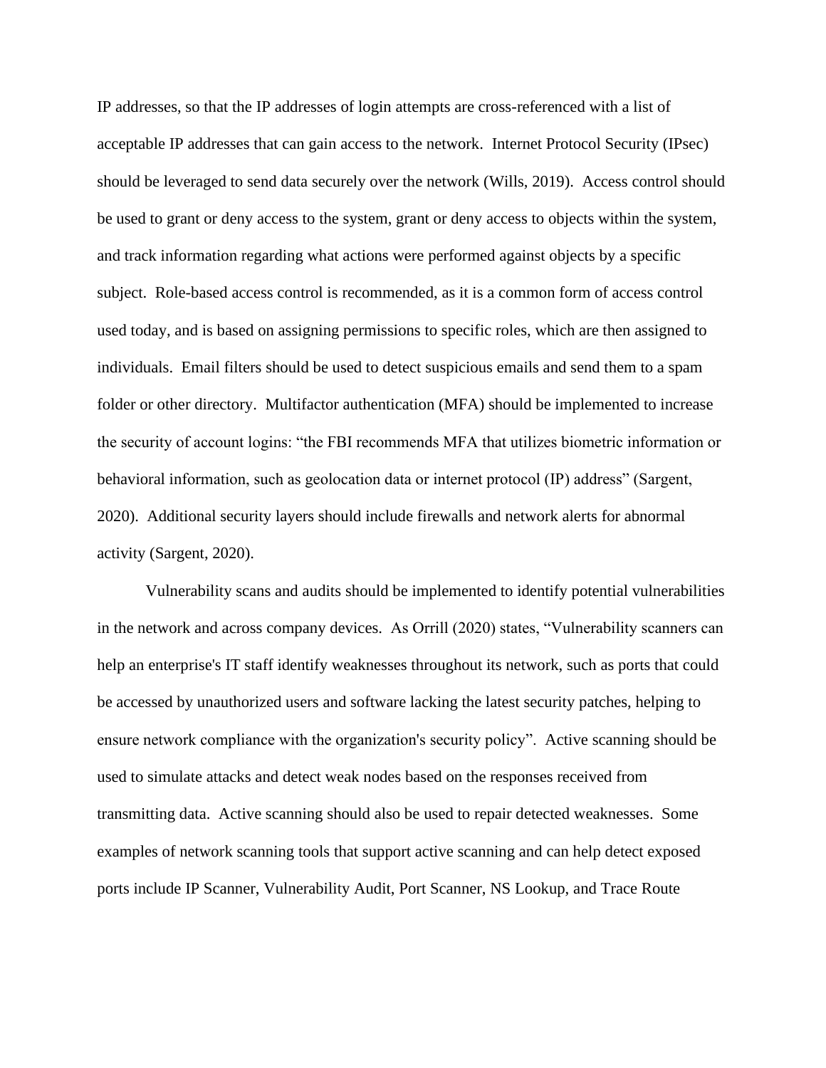IP addresses, so that the IP addresses of login attempts are cross-referenced with a list of acceptable IP addresses that can gain access to the network. Internet Protocol Security (IPsec) should be leveraged to send data securely over the network (Wills, 2019). Access control should be used to grant or deny access to the system, grant or deny access to objects within the system, and track information regarding what actions were performed against objects by a specific subject. Role-based access control is recommended, as it is a common form of access control used today, and is based on assigning permissions to specific roles, which are then assigned to individuals. Email filters should be used to detect suspicious emails and send them to a spam folder or other directory. Multifactor authentication (MFA) should be implemented to increase the security of account logins: "the FBI recommends MFA that utilizes biometric information or behavioral information, such as geolocation data or internet protocol (IP) address" (Sargent, 2020). Additional security layers should include firewalls and network alerts for abnormal activity (Sargent, 2020).

Vulnerability scans and audits should be implemented to identify potential vulnerabilities in the network and across company devices. As Orrill (2020) states, "Vulnerability scanners can help an enterprise's IT staff identify weaknesses throughout its network, such as ports that could be accessed by unauthorized users and software lacking the latest security patches, helping to ensure network compliance with the organization's security policy". Active scanning should be used to simulate attacks and detect weak nodes based on the responses received from transmitting data. Active scanning should also be used to repair detected weaknesses. Some examples of network scanning tools that support active scanning and can help detect exposed ports include IP Scanner, Vulnerability Audit, Port Scanner, NS Lookup, and Trace Route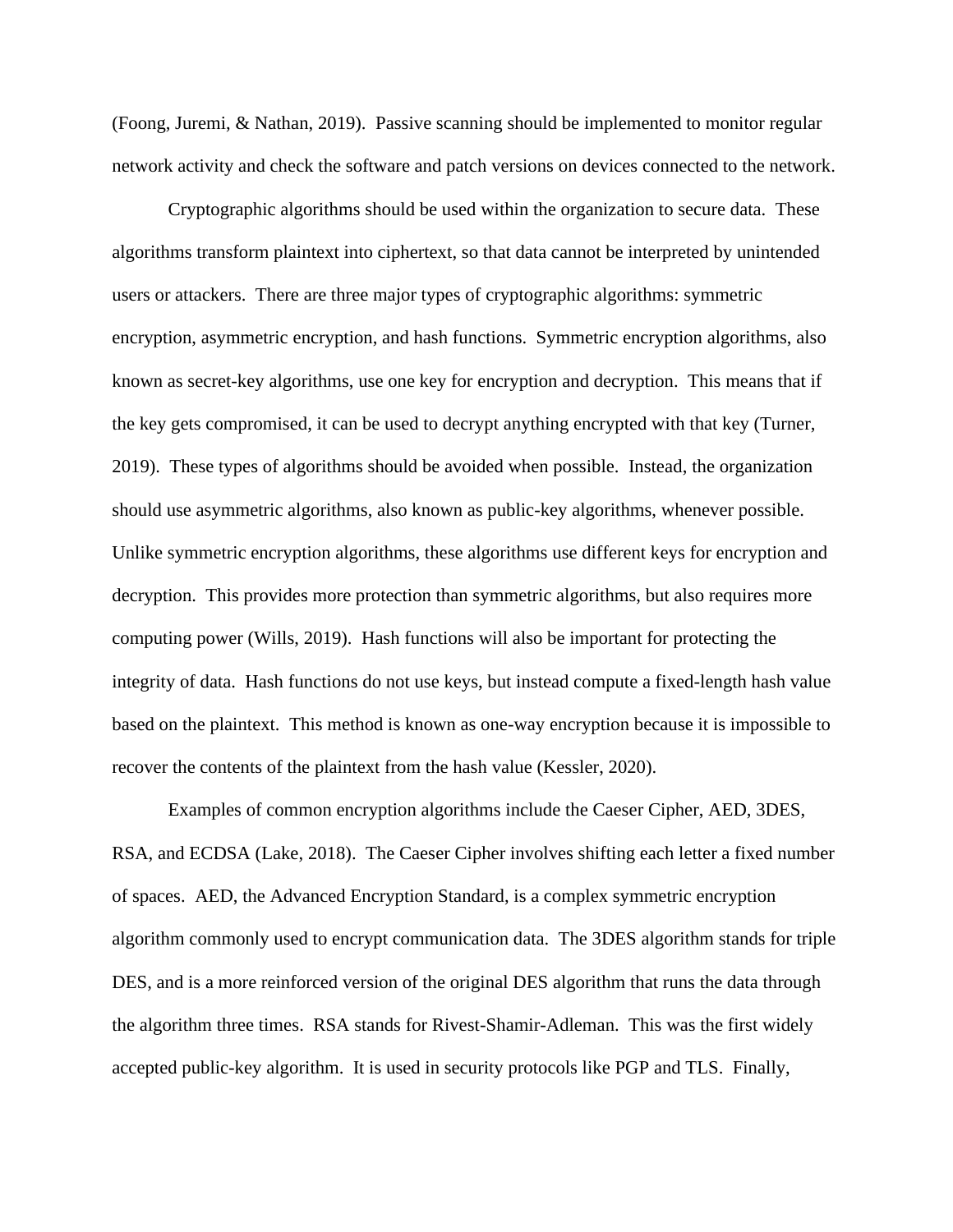(Foong, Juremi, & Nathan, 2019). Passive scanning should be implemented to monitor regular network activity and check the software and patch versions on devices connected to the network.

Cryptographic algorithms should be used within the organization to secure data. These algorithms transform plaintext into ciphertext, so that data cannot be interpreted by unintended users or attackers. There are three major types of cryptographic algorithms: symmetric encryption, asymmetric encryption, and hash functions. Symmetric encryption algorithms, also known as secret-key algorithms, use one key for encryption and decryption. This means that if the key gets compromised, it can be used to decrypt anything encrypted with that key (Turner, 2019). These types of algorithms should be avoided when possible. Instead, the organization should use asymmetric algorithms, also known as public-key algorithms, whenever possible. Unlike symmetric encryption algorithms, these algorithms use different keys for encryption and decryption. This provides more protection than symmetric algorithms, but also requires more computing power (Wills, 2019). Hash functions will also be important for protecting the integrity of data. Hash functions do not use keys, but instead compute a fixed-length hash value based on the plaintext. This method is known as one-way encryption because it is impossible to recover the contents of the plaintext from the hash value (Kessler, 2020).

Examples of common encryption algorithms include the Caeser Cipher, AED, 3DES, RSA, and ECDSA (Lake, 2018). The Caeser Cipher involves shifting each letter a fixed number of spaces. AED, the Advanced Encryption Standard, is a complex symmetric encryption algorithm commonly used to encrypt communication data. The 3DES algorithm stands for triple DES, and is a more reinforced version of the original DES algorithm that runs the data through the algorithm three times. RSA stands for Rivest-Shamir-Adleman. This was the first widely accepted public-key algorithm. It is used in security protocols like PGP and TLS. Finally,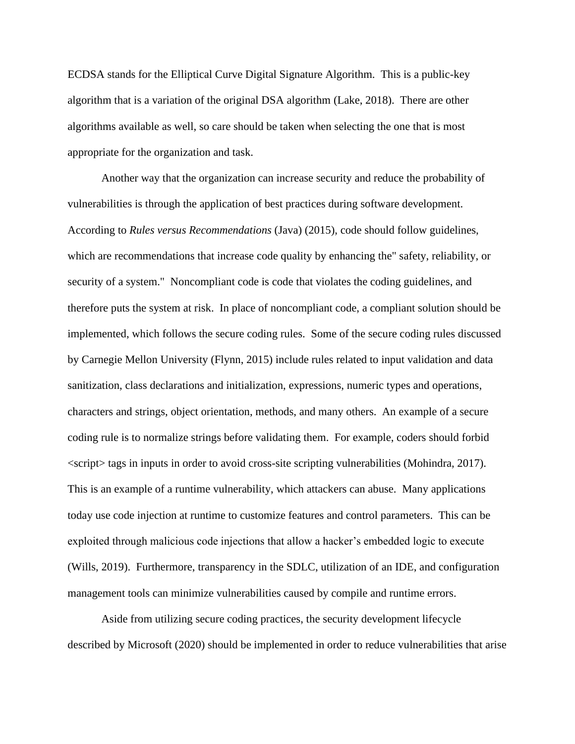ECDSA stands for the Elliptical Curve Digital Signature Algorithm.  This is a public-key algorithm that is a variation of the original DSA algorithm (Lake, 2018).  There are other algorithms available as well, so care should be taken when selecting the one that is most appropriate for the organization and task.

Another way that the organization can increase security and reduce the probability of vulnerabilities is through the application of best practices during software development.  According to *Rules versus Recommendations* (Java) (2015), code should follow guidelines, which are recommendations that increase code quality by enhancing the" safety, reliability, or security of a system."  Noncompliant code is code that violates the coding guidelines, and therefore puts the system at risk.  In place of noncompliant code, a compliant solution should be implemented, which follows the secure coding rules.  Some of the secure coding rules discussed by Carnegie Mellon University (Flynn, 2015) include rules related to input validation and data sanitization, class declarations and initialization, expressions, numeric types and operations, characters and strings, object orientation, methods, and many others.  An example of a secure coding rule is to normalize strings before validating them.  For example, coders should forbid <script> tags in inputs in order to avoid cross-site scripting vulnerabilities (Mohindra, 2017).  This is an example of a runtime vulnerability, which attackers can abuse.  Many applications today use code injection at runtime to customize features and control parameters.  This can be exploited through malicious code injections that allow a hacker's embedded logic to execute (Wills, 2019).  Furthermore, transparency in the SDLC, utilization of an IDE, and configuration management tools can minimize vulnerabilities caused by compile and runtime errors.

Aside from utilizing secure coding practices, the security development lifecycle described by Microsoft (2020) should be implemented in order to reduce vulnerabilities that arise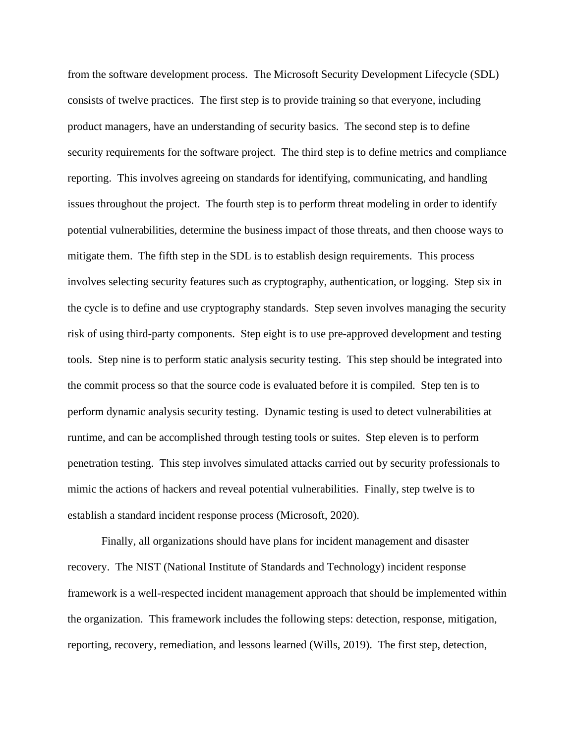from the software development process. The Microsoft Security Development Lifecycle (SDL) consists of twelve practices. The first step is to provide training so that everyone, including product managers, have an understanding of security basics. The second step is to define security requirements for the software project. The third step is to define metrics and compliance reporting. This involves agreeing on standards for identifying, communicating, and handling issues throughout the project. The fourth step is to perform threat modeling in order to identify potential vulnerabilities, determine the business impact of those threats, and then choose ways to mitigate them. The fifth step in the SDL is to establish design requirements. This process involves selecting security features such as cryptography, authentication, or logging. Step six in the cycle is to define and use cryptography standards. Step seven involves managing the security risk of using third-party components. Step eight is to use pre-approved development and testing tools. Step nine is to perform static analysis security testing. This step should be integrated into the commit process so that the source code is evaluated before it is compiled. Step ten is to perform dynamic analysis security testing. Dynamic testing is used to detect vulnerabilities at runtime, and can be accomplished through testing tools or suites. Step eleven is to perform penetration testing. This step involves simulated attacks carried out by security professionals to mimic the actions of hackers and reveal potential vulnerabilities. Finally, step twelve is to establish a standard incident response process (Microsoft, 2020).

Finally, all organizations should have plans for incident management and disaster recovery. The NIST (National Institute of Standards and Technology) incident response framework is a well-respected incident management approach that should be implemented within the organization. This framework includes the following steps: detection, response, mitigation, reporting, recovery, remediation, and lessons learned (Wills, 2019). The first step, detection,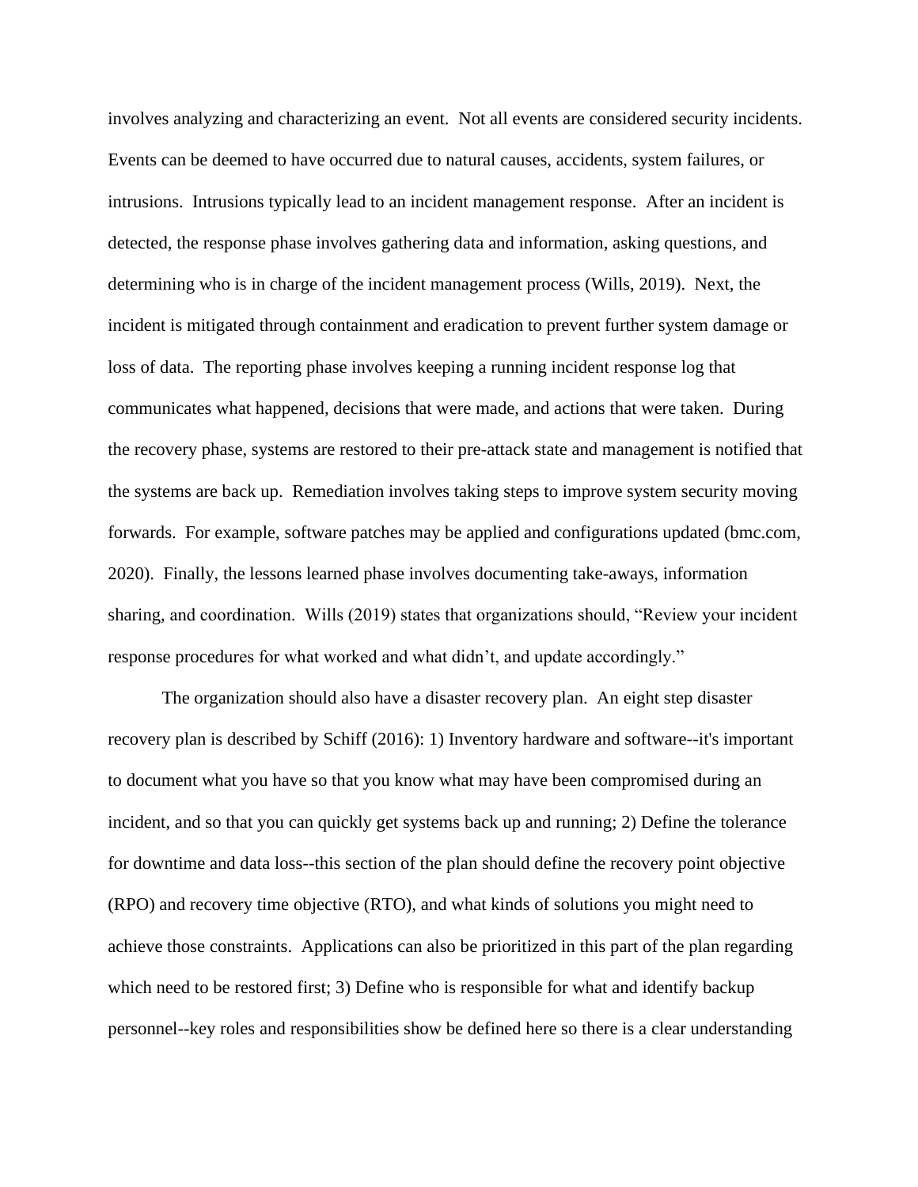involves analyzing and characterizing an event. Not all events are considered security incidents. Events can be deemed to have occurred due to natural causes, accidents, system failures, or intrusions. Intrusions typically lead to an incident management response. After an incident is detected, the response phase involves gathering data and information, asking questions, and determining who is in charge of the incident management process (Wills, 2019). Next, the incident is mitigated through containment and eradication to prevent further system damage or loss of data. The reporting phase involves keeping a running incident response log that communicates what happened, decisions that were made, and actions that were taken. During the recovery phase, systems are restored to their pre-attack state and management is notified that the systems are back up. Remediation involves taking steps to improve system security moving forwards. For example, software patches may be applied and configurations updated (bmc.com, 2020). Finally, the lessons learned phase involves documenting take-aways, information sharing, and coordination. Wills (2019) states that organizations should, "Review your incident response procedures for what worked and what didn't, and update accordingly."

The organization should also have a disaster recovery plan. An eight step disaster recovery plan is described by Schiff (2016): 1) Inventory hardware and software--it's important to document what you have so that you know what may have been compromised during an incident, and so that you can quickly get systems back up and running; 2) Define the tolerance for downtime and data loss--this section of the plan should define the recovery point objective (RPO) and recovery time objective (RTO), and what kinds of solutions you might need to achieve those constraints. Applications can also be prioritized in this part of the plan regarding which need to be restored first; 3) Define who is responsible for what and identify backup personnel--key roles and responsibilities show be defined here so there is a clear understanding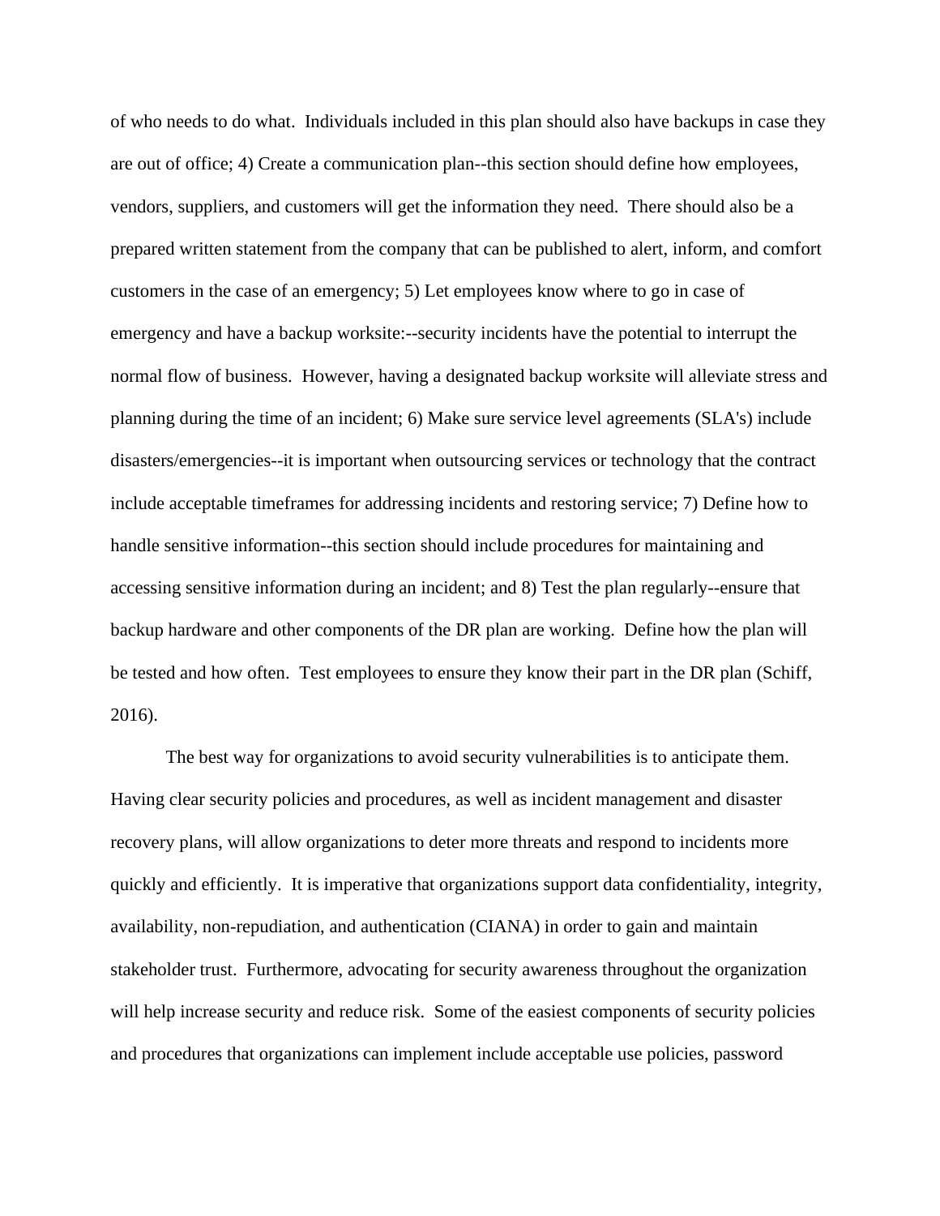of who needs to do what. Individuals included in this plan should also have backups in case they are out of office; 4) Create a communication plan--this section should define how employees, vendors, suppliers, and customers will get the information they need. There should also be a prepared written statement from the company that can be published to alert, inform, and comfort customers in the case of an emergency; 5) Let employees know where to go in case of emergency and have a backup worksite:--security incidents have the potential to interrupt the normal flow of business. However, having a designated backup worksite will alleviate stress and planning during the time of an incident; 6) Make sure service level agreements (SLA's) include disasters/emergencies--it is important when outsourcing services or technology that the contract include acceptable timeframes for addressing incidents and restoring service; 7) Define how to handle sensitive information--this section should include procedures for maintaining and accessing sensitive information during an incident; and 8) Test the plan regularly--ensure that backup hardware and other components of the DR plan are working. Define how the plan will be tested and how often. Test employees to ensure they know their part in the DR plan (Schiff, 2016).

The best way for organizations to avoid security vulnerabilities is to anticipate them. Having clear security policies and procedures, as well as incident management and disaster recovery plans, will allow organizations to deter more threats and respond to incidents more quickly and efficiently. It is imperative that organizations support data confidentiality, integrity, availability, non-repudiation, and authentication (CIANA) in order to gain and maintain stakeholder trust. Furthermore, advocating for security awareness throughout the organization will help increase security and reduce risk. Some of the easiest components of security policies and procedures that organizations can implement include acceptable use policies, password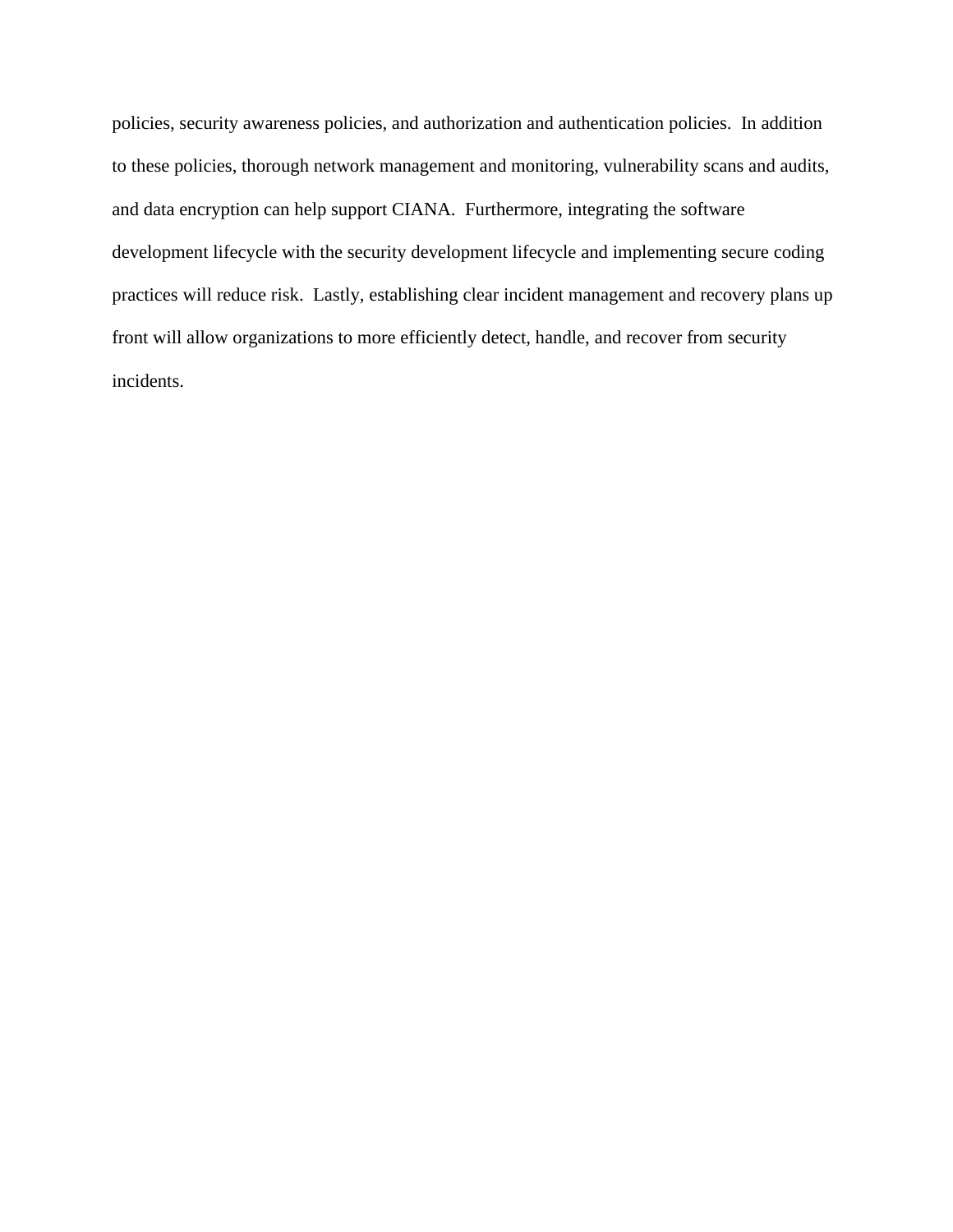policies, security awareness policies, and authorization and authentication policies. In addition to these policies, thorough network management and monitoring, vulnerability scans and audits, and data encryption can help support CIANA. Furthermore, integrating the software development lifecycle with the security development lifecycle and implementing secure coding practices will reduce risk. Lastly, establishing clear incident management and recovery plans up front will allow organizations to more efficiently detect, handle, and recover from security incidents.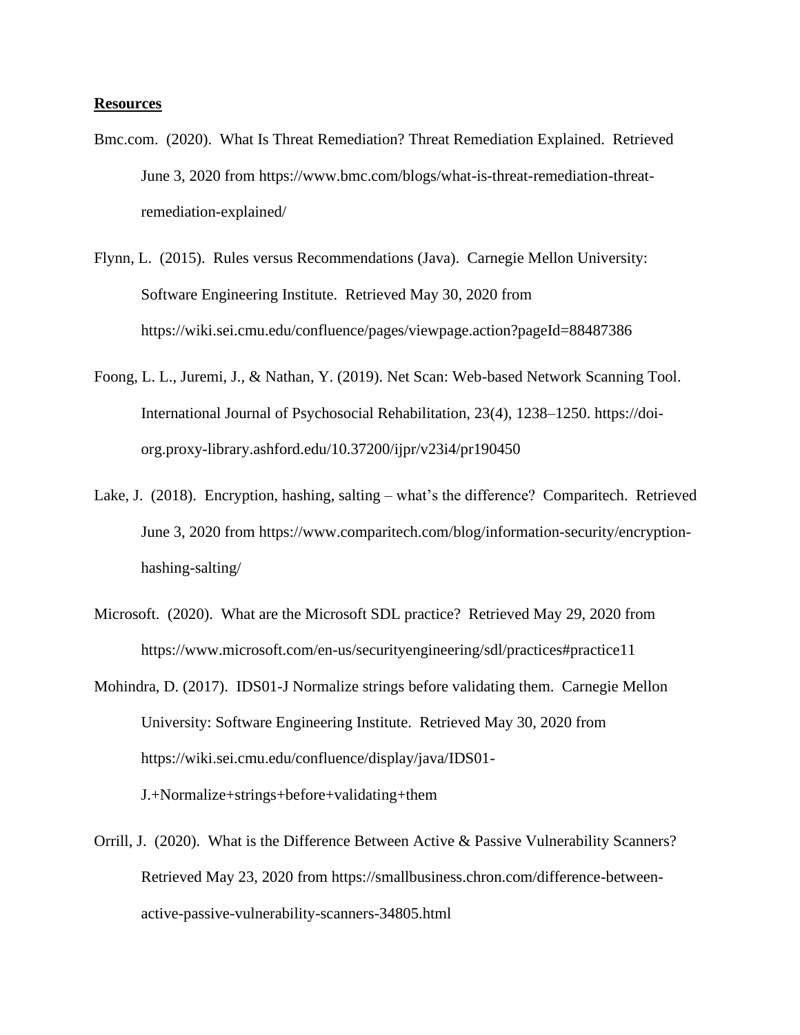**Resources**

Bmc.com. (2020). What Is Threat Remediation? Threat Remediation Explained. Retrieved June 3, 2020 from https://www.bmc.com/blogs/what-is-threat-remediation-threat-remediation-explained/

Flynn, L. (2015). Rules versus Recommendations (Java). Carnegie Mellon University: Software Engineering Institute. Retrieved May 30, 2020 from https://wiki.sei.cmu.edu/confluence/pages/viewpage.action?pageId=88487386

Foong, L. L., Juremi, J., & Nathan, Y. (2019). Net Scan: Web-based Network Scanning Tool. International Journal of Psychosocial Rehabilitation, 23(4), 1238–1250. https://doi-org.proxy-library.ashford.edu/10.37200/ijpr/v23i4/pr190450

Lake, J. (2018). Encryption, hashing, salting – what's the difference? Comparitech. Retrieved June 3, 2020 from https://www.comparitech.com/blog/information-security/encryption-hashing-salting/

Microsoft. (2020). What are the Microsoft SDL practice? Retrieved May 29, 2020 from https://www.microsoft.com/en-us/securityengineering/sdl/practices#practice11

Mohindra, D. (2017). IDS01-J Normalize strings before validating them. Carnegie Mellon University: Software Engineering Institute. Retrieved May 30, 2020 from https://wiki.sei.cmu.edu/confluence/display/java/IDS01-J.+Normalize+strings+before+validating+them

Orrill, J. (2020). What is the Difference Between Active & Passive Vulnerability Scanners? Retrieved May 23, 2020 from https://smallbusiness.chron.com/difference-between-active-passive-vulnerability-scanners-34805.html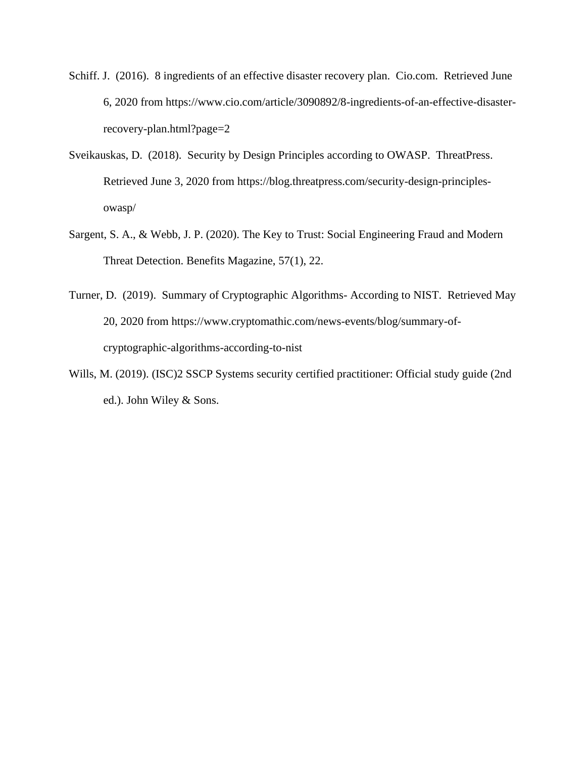Schiff. J. (2016). 8 ingredients of an effective disaster recovery plan. Cio.com. Retrieved June 6, 2020 from https://www.cio.com/article/3090892/8-ingredients-of-an-effective-disaster-recovery-plan.html?page=2

Sveikauskas, D. (2018). Security by Design Principles according to OWASP. ThreatPress. Retrieved June 3, 2020 from https://blog.threatpress.com/security-design-principles-owasp/

Sargent, S. A., & Webb, J. P. (2020). The Key to Trust: Social Engineering Fraud and Modern Threat Detection. Benefits Magazine, 57(1), 22.

Turner, D. (2019). Summary of Cryptographic Algorithms- According to NIST. Retrieved May 20, 2020 from https://www.cryptomathic.com/news-events/blog/summary-of-cryptographic-algorithms-according-to-nist

Wills, M. (2019). (ISC)2 SSCP Systems security certified practitioner: Official study guide (2nd ed.). John Wiley & Sons.